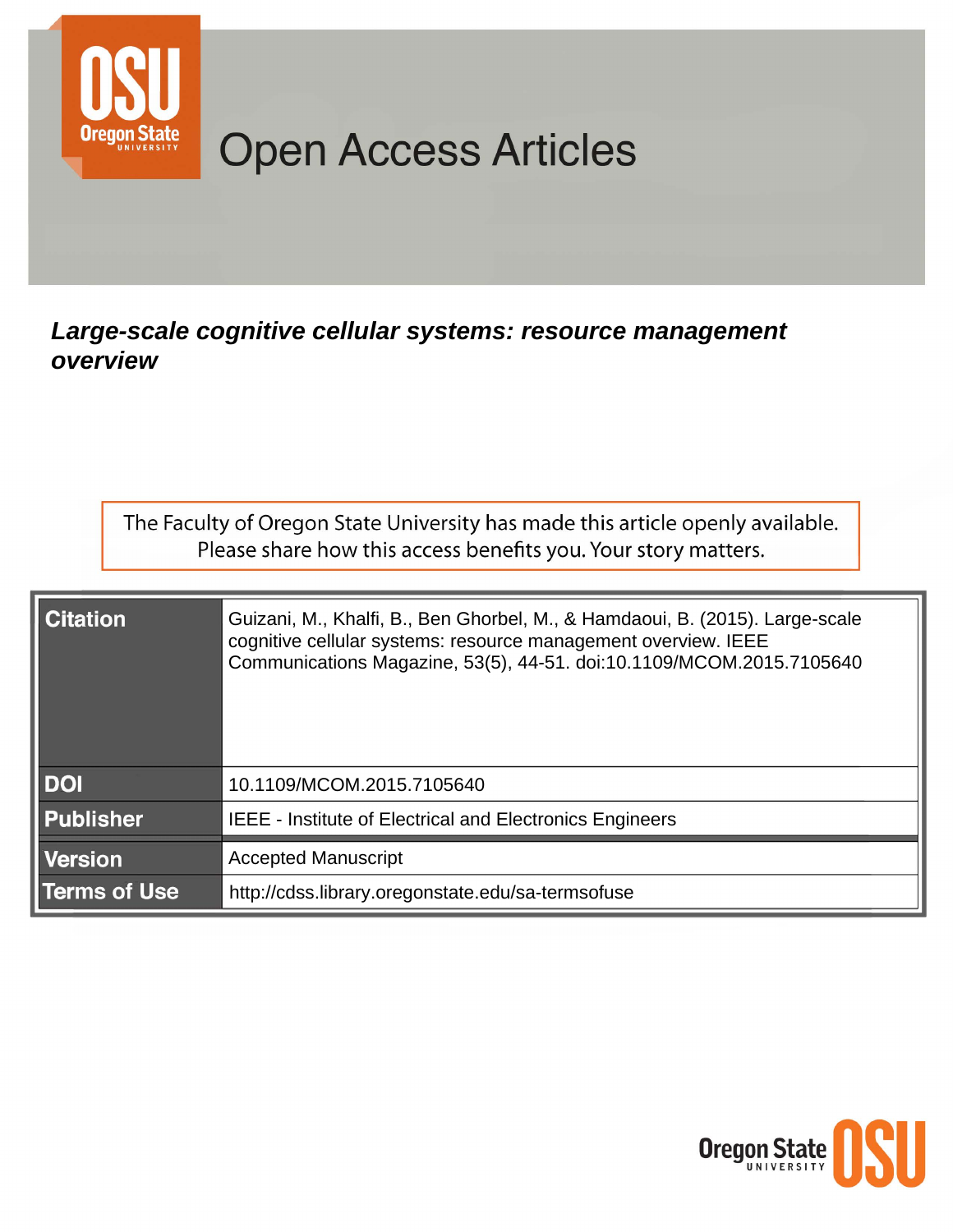# Open Access Articles

***Large-scale cognitive cellular systems: resource management overview***

The Faculty of Oregon State University has made this article openly available.
Please share how this access benefits you. Your story matters.

| | |
|---|---|
| **Citation** | Guizani, M., Khalfi, B., Ben Ghorbel, M., & Hamdaoui, B. (2015). Large-scale cognitive cellular systems: resource management overview. IEEE Communications Magazine, 53(5), 44-51. doi:10.1109/MCOM.2015.7105640 |
| **DOI** | 10.1109/MCOM.2015.7105640 |
| **Publisher** | IEEE - Institute of Electrical and Electronics Engineers |
| **Version** | Accepted Manuscript |
| **Terms of Use** | http://cdss.library.oregonstate.edu/sa-termsofuse |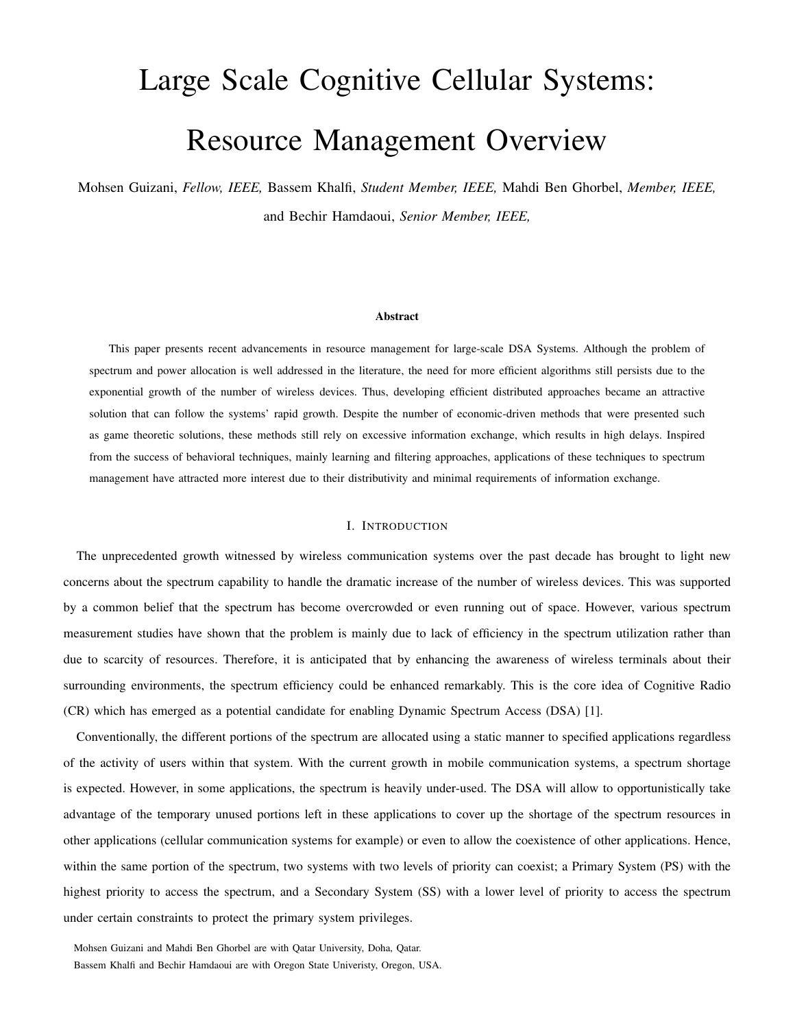# Large Scale Cognitive Cellular Systems: Resource Management Overview

Mohsen Guizani, *Fellow, IEEE,* Bassem Khalfi, *Student Member, IEEE,* Mahdi Ben Ghorbel, *Member, IEEE,* and Bechir Hamdaoui, *Senior Member, IEEE,*

### Abstract

This paper presents recent advancements in resource management for large-scale DSA Systems. Although the problem of spectrum and power allocation is well addressed in the literature, the need for more efficient algorithms still persists due to the exponential growth of the number of wireless devices. Thus, developing efficient distributed approaches became an attractive solution that can follow the systems' rapid growth. Despite the number of economic-driven methods that were presented such as game theoretic solutions, these methods still rely on excessive information exchange, which results in high delays. Inspired from the success of behavioral techniques, mainly learning and filtering approaches, applications of these techniques to spectrum management have attracted more interest due to their distributivity and minimal requirements of information exchange.

## I. Introduction

The unprecedented growth witnessed by wireless communication systems over the past decade has brought to light new concerns about the spectrum capability to handle the dramatic increase of the number of wireless devices. This was supported by a common belief that the spectrum has become overcrowded or even running out of space. However, various spectrum measurement studies have shown that the problem is mainly due to lack of efficiency in the spectrum utilization rather than due to scarcity of resources. Therefore, it is anticipated that by enhancing the awareness of wireless terminals about their surrounding environments, the spectrum efficiency could be enhanced remarkably. This is the core idea of Cognitive Radio (CR) which has emerged as a potential candidate for enabling Dynamic Spectrum Access (DSA) [1].

Conventionally, the different portions of the spectrum are allocated using a static manner to specified applications regardless of the activity of users within that system. With the current growth in mobile communication systems, a spectrum shortage is expected. However, in some applications, the spectrum is heavily under-used. The DSA will allow to opportunistically take advantage of the temporary unused portions left in these applications to cover up the shortage of the spectrum resources in other applications (cellular communication systems for example) or even to allow the coexistence of other applications. Hence, within the same portion of the spectrum, two systems with two levels of priority can coexist; a Primary System (PS) with the highest priority to access the spectrum, and a Secondary System (SS) with a lower level of priority to access the spectrum under certain constraints to protect the primary system privileges.

Mohsen Guizani and Mahdi Ben Ghorbel are with Qatar University, Doha, Qatar.

Bassem Khalfi and Bechir Hamdaoui are with Oregon State Univeristy, Oregon, USA.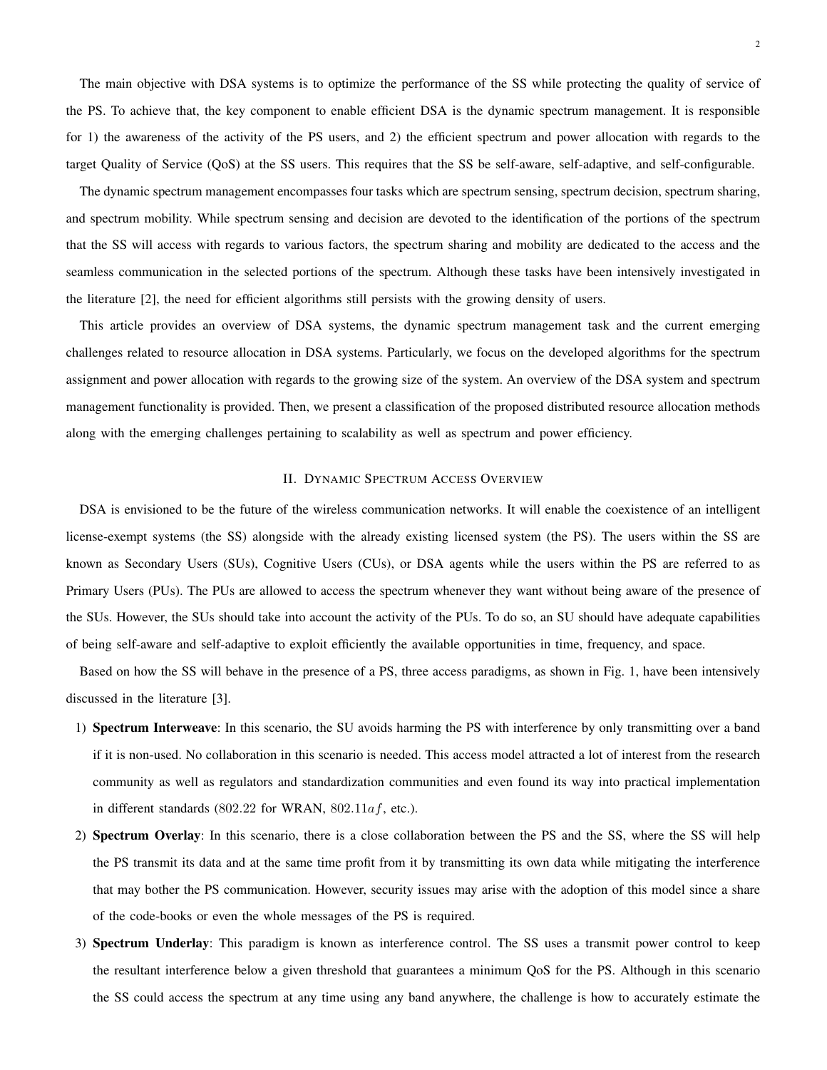The main objective with DSA systems is to optimize the performance of the SS while protecting the quality of service of the PS. To achieve that, the key component to enable efficient DSA is the dynamic spectrum management. It is responsible for 1) the awareness of the activity of the PS users, and 2) the efficient spectrum and power allocation with regards to the target Quality of Service (QoS) at the SS users. This requires that the SS be self-aware, self-adaptive, and self-configurable.

The dynamic spectrum management encompasses four tasks which are spectrum sensing, spectrum decision, spectrum sharing, and spectrum mobility. While spectrum sensing and decision are devoted to the identification of the portions of the spectrum that the SS will access with regards to various factors, the spectrum sharing and mobility are dedicated to the access and the seamless communication in the selected portions of the spectrum. Although these tasks have been intensively investigated in the literature [2], the need for efficient algorithms still persists with the growing density of users.

This article provides an overview of DSA systems, the dynamic spectrum management task and the current emerging challenges related to resource allocation in DSA systems. Particularly, we focus on the developed algorithms for the spectrum assignment and power allocation with regards to the growing size of the system. An overview of the DSA system and spectrum management functionality is provided. Then, we present a classification of the proposed distributed resource allocation methods along with the emerging challenges pertaining to scalability as well as spectrum and power efficiency.

## II. Dynamic Spectrum Access Overview

DSA is envisioned to be the future of the wireless communication networks. It will enable the coexistence of an intelligent license-exempt systems (the SS) alongside with the already existing licensed system (the PS). The users within the SS are known as Secondary Users (SUs), Cognitive Users (CUs), or DSA agents while the users within the PS are referred to as Primary Users (PUs). The PUs are allowed to access the spectrum whenever they want without being aware of the presence of the SUs. However, the SUs should take into account the activity of the PUs. To do so, an SU should have adequate capabilities of being self-aware and self-adaptive to exploit efficiently the available opportunities in time, frequency, and space.

Based on how the SS will behave in the presence of a PS, three access paradigms, as shown in Fig. 1, have been intensively discussed in the literature [3].

1) **Spectrum Interweave**: In this scenario, the SU avoids harming the PS with interference by only transmitting over a band if it is non-used. No collaboration in this scenario is needed. This access model attracted a lot of interest from the research community as well as regulators and standardization communities and even found its way into practical implementation in different standards ($802.22$ for WRAN, $802.11af$, etc.).
2) **Spectrum Overlay**: In this scenario, there is a close collaboration between the PS and the SS, where the SS will help the PS transmit its data and at the same time profit from it by transmitting its own data while mitigating the interference that may bother the PS communication. However, security issues may arise with the adoption of this model since a share of the code-books or even the whole messages of the PS is required.
3) **Spectrum Underlay**: This paradigm is known as interference control. The SS uses a transmit power control to keep the resultant interference below a given threshold that guarantees a minimum QoS for the PS. Although in this scenario the SS could access the spectrum at any time using any band anywhere, the challenge is how to accurately estimate the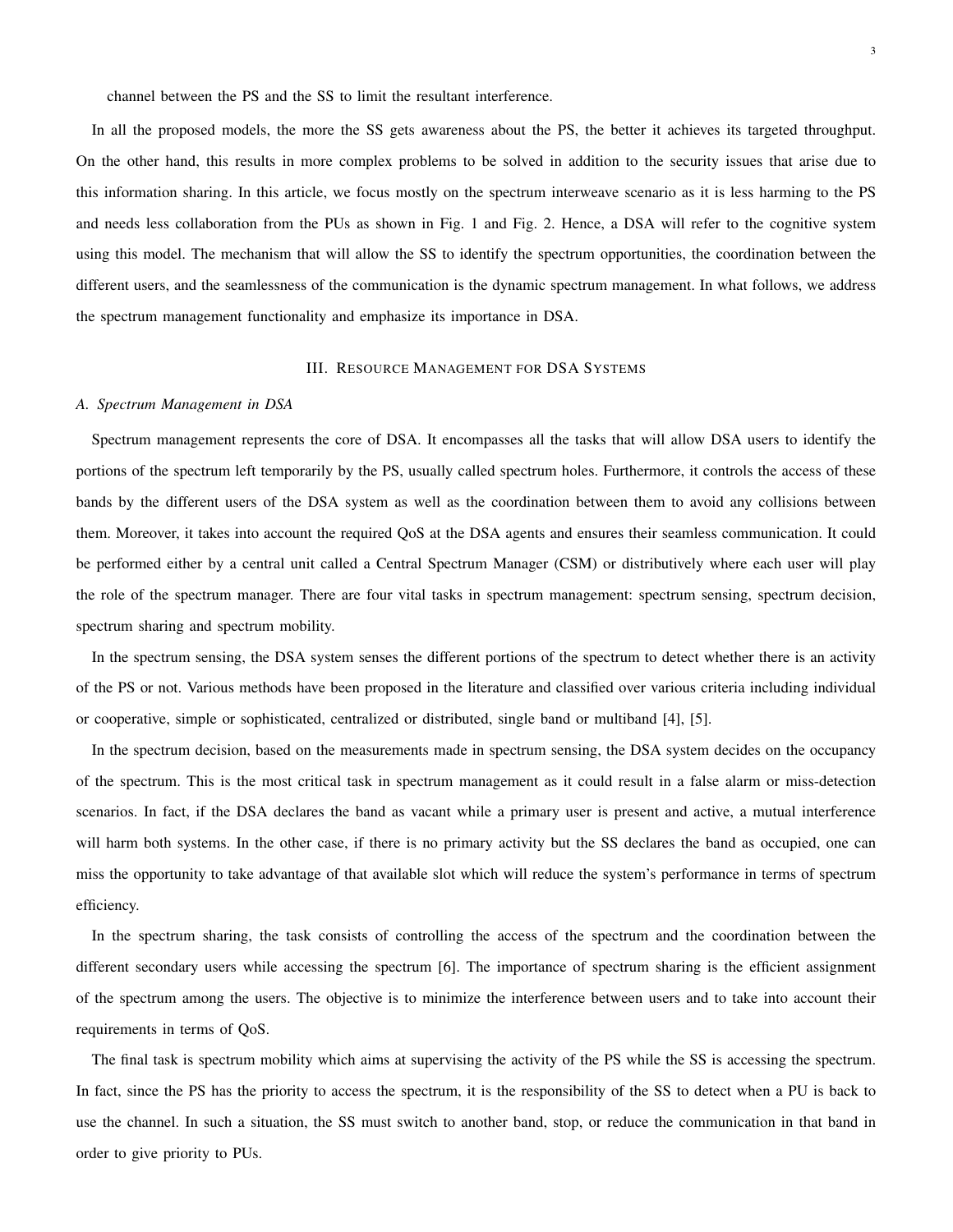channel between the PS and the SS to limit the resultant interference.

In all the proposed models, the more the SS gets awareness about the PS, the better it achieves its targeted throughput. On the other hand, this results in more complex problems to be solved in addition to the security issues that arise due to this information sharing. In this article, we focus mostly on the spectrum interweave scenario as it is less harming to the PS and needs less collaboration from the PUs as shown in Fig. 1 and Fig. 2. Hence, a DSA will refer to the cognitive system using this model. The mechanism that will allow the SS to identify the spectrum opportunities, the coordination between the different users, and the seamlessness of the communication is the dynamic spectrum management. In what follows, we address the spectrum management functionality and emphasize its importance in DSA.

## III. Resource Management for DSA Systems

### *A. Spectrum Management in DSA*

Spectrum management represents the core of DSA. It encompasses all the tasks that will allow DSA users to identify the portions of the spectrum left temporarily by the PS, usually called spectrum holes. Furthermore, it controls the access of these bands by the different users of the DSA system as well as the coordination between them to avoid any collisions between them. Moreover, it takes into account the required QoS at the DSA agents and ensures their seamless communication. It could be performed either by a central unit called a Central Spectrum Manager (CSM) or distributively where each user will play the role of the spectrum manager. There are four vital tasks in spectrum management: spectrum sensing, spectrum decision, spectrum sharing and spectrum mobility.

In the spectrum sensing, the DSA system senses the different portions of the spectrum to detect whether there is an activity of the PS or not. Various methods have been proposed in the literature and classified over various criteria including individual or cooperative, simple or sophisticated, centralized or distributed, single band or multiband [4], [5].

In the spectrum decision, based on the measurements made in spectrum sensing, the DSA system decides on the occupancy of the spectrum. This is the most critical task in spectrum management as it could result in a false alarm or miss-detection scenarios. In fact, if the DSA declares the band as vacant while a primary user is present and active, a mutual interference will harm both systems. In the other case, if there is no primary activity but the SS declares the band as occupied, one can miss the opportunity to take advantage of that available slot which will reduce the system's performance in terms of spectrum efficiency.

In the spectrum sharing, the task consists of controlling the access of the spectrum and the coordination between the different secondary users while accessing the spectrum [6]. The importance of spectrum sharing is the efficient assignment of the spectrum among the users. The objective is to minimize the interference between users and to take into account their requirements in terms of QoS.

The final task is spectrum mobility which aims at supervising the activity of the PS while the SS is accessing the spectrum. In fact, since the PS has the priority to access the spectrum, it is the responsibility of the SS to detect when a PU is back to use the channel. In such a situation, the SS must switch to another band, stop, or reduce the communication in that band in order to give priority to PUs.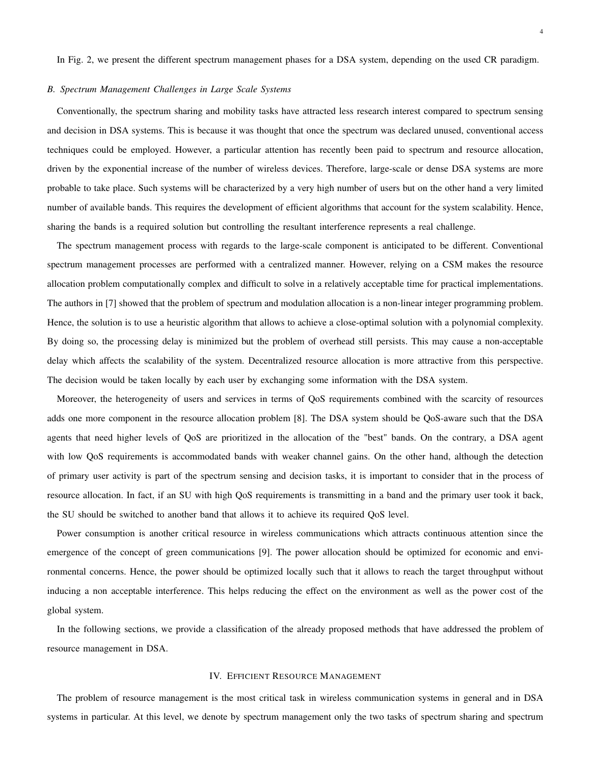In Fig. 2, we present the different spectrum management phases for a DSA system, depending on the used CR paradigm.

### *B. Spectrum Management Challenges in Large Scale Systems*

Conventionally, the spectrum sharing and mobility tasks have attracted less research interest compared to spectrum sensing and decision in DSA systems. This is because it was thought that once the spectrum was declared unused, conventional access techniques could be employed. However, a particular attention has recently been paid to spectrum and resource allocation, driven by the exponential increase of the number of wireless devices. Therefore, large-scale or dense DSA systems are more probable to take place. Such systems will be characterized by a very high number of users but on the other hand a very limited number of available bands. This requires the development of efficient algorithms that account for the system scalability. Hence, sharing the bands is a required solution but controlling the resultant interference represents a real challenge.

The spectrum management process with regards to the large-scale component is anticipated to be different. Conventional spectrum management processes are performed with a centralized manner. However, relying on a CSM makes the resource allocation problem computationally complex and difficult to solve in a relatively acceptable time for practical implementations. The authors in [7] showed that the problem of spectrum and modulation allocation is a non-linear integer programming problem. Hence, the solution is to use a heuristic algorithm that allows to achieve a close-optimal solution with a polynomial complexity. By doing so, the processing delay is minimized but the problem of overhead still persists. This may cause a non-acceptable delay which affects the scalability of the system. Decentralized resource allocation is more attractive from this perspective. The decision would be taken locally by each user by exchanging some information with the DSA system.

Moreover, the heterogeneity of users and services in terms of QoS requirements combined with the scarcity of resources adds one more component in the resource allocation problem [8]. The DSA system should be QoS-aware such that the DSA agents that need higher levels of QoS are prioritized in the allocation of the "best" bands. On the contrary, a DSA agent with low QoS requirements is accommodated bands with weaker channel gains. On the other hand, although the detection of primary user activity is part of the spectrum sensing and decision tasks, it is important to consider that in the process of resource allocation. In fact, if an SU with high QoS requirements is transmitting in a band and the primary user took it back, the SU should be switched to another band that allows it to achieve its required QoS level.

Power consumption is another critical resource in wireless communications which attracts continuous attention since the emergence of the concept of green communications [9]. The power allocation should be optimized for economic and environmental concerns. Hence, the power should be optimized locally such that it allows to reach the target throughput without inducing a non acceptable interference. This helps reducing the effect on the environment as well as the power cost of the global system.

In the following sections, we provide a classification of the already proposed methods that have addressed the problem of resource management in DSA.

## IV. Efficient Resource Management

The problem of resource management is the most critical task in wireless communication systems in general and in DSA systems in particular. At this level, we denote by spectrum management only the two tasks of spectrum sharing and spectrum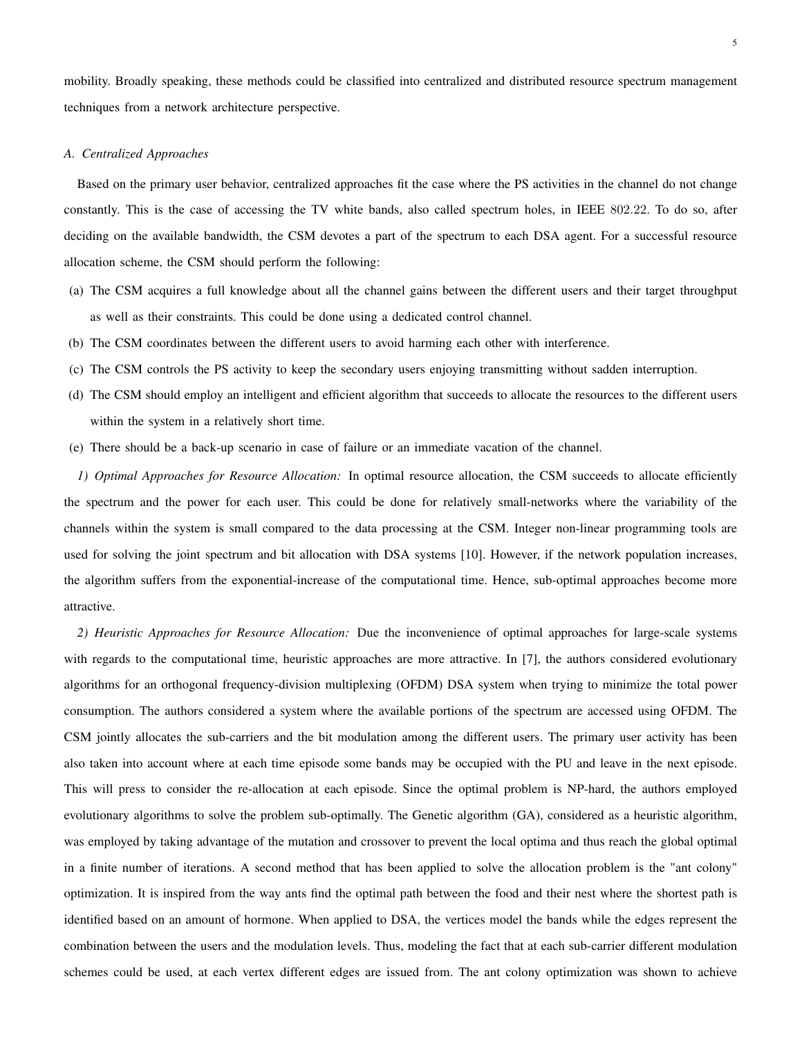mobility. Broadly speaking, these methods could be classified into centralized and distributed resource spectrum management techniques from a network architecture perspective.

### *A. Centralized Approaches*

Based on the primary user behavior, centralized approaches fit the case where the PS activities in the channel do not change constantly. This is the case of accessing the TV white bands, also called spectrum holes, in IEEE 802.22. To do so, after deciding on the available bandwidth, the CSM devotes a part of the spectrum to each DSA agent. For a successful resource allocation scheme, the CSM should perform the following:

(a) The CSM acquires a full knowledge about all the channel gains between the different users and their target throughput as well as their constraints. This could be done using a dedicated control channel.

(b) The CSM coordinates between the different users to avoid harming each other with interference.

(c) The CSM controls the PS activity to keep the secondary users enjoying transmitting without sadden interruption.

(d) The CSM should employ an intelligent and efficient algorithm that succeeds to allocate the resources to the different users within the system in a relatively short time.

(e) There should be a back-up scenario in case of failure or an immediate vacation of the channel.

*1) Optimal Approaches for Resource Allocation:* In optimal resource allocation, the CSM succeeds to allocate efficiently the spectrum and the power for each user. This could be done for relatively small-networks where the variability of the channels within the system is small compared to the data processing at the CSM. Integer non-linear programming tools are used for solving the joint spectrum and bit allocation with DSA systems [10]. However, if the network population increases, the algorithm suffers from the exponential-increase of the computational time. Hence, sub-optimal approaches become more attractive.

*2) Heuristic Approaches for Resource Allocation:* Due the inconvenience of optimal approaches for large-scale systems with regards to the computational time, heuristic approaches are more attractive. In [7], the authors considered evolutionary algorithms for an orthogonal frequency-division multiplexing (OFDM) DSA system when trying to minimize the total power consumption. The authors considered a system where the available portions of the spectrum are accessed using OFDM. The CSM jointly allocates the sub-carriers and the bit modulation among the different users. The primary user activity has been also taken into account where at each time episode some bands may be occupied with the PU and leave in the next episode. This will press to consider the re-allocation at each episode. Since the optimal problem is NP-hard, the authors employed evolutionary algorithms to solve the problem sub-optimally. The Genetic algorithm (GA), considered as a heuristic algorithm, was employed by taking advantage of the mutation and crossover to prevent the local optima and thus reach the global optimal in a finite number of iterations. A second method that has been applied to solve the allocation problem is the "ant colony" optimization. It is inspired from the way ants find the optimal path between the food and their nest where the shortest path is identified based on an amount of hormone. When applied to DSA, the vertices model the bands while the edges represent the combination between the users and the modulation levels. Thus, modeling the fact that at each sub-carrier different modulation schemes could be used, at each vertex different edges are issued from. The ant colony optimization was shown to achieve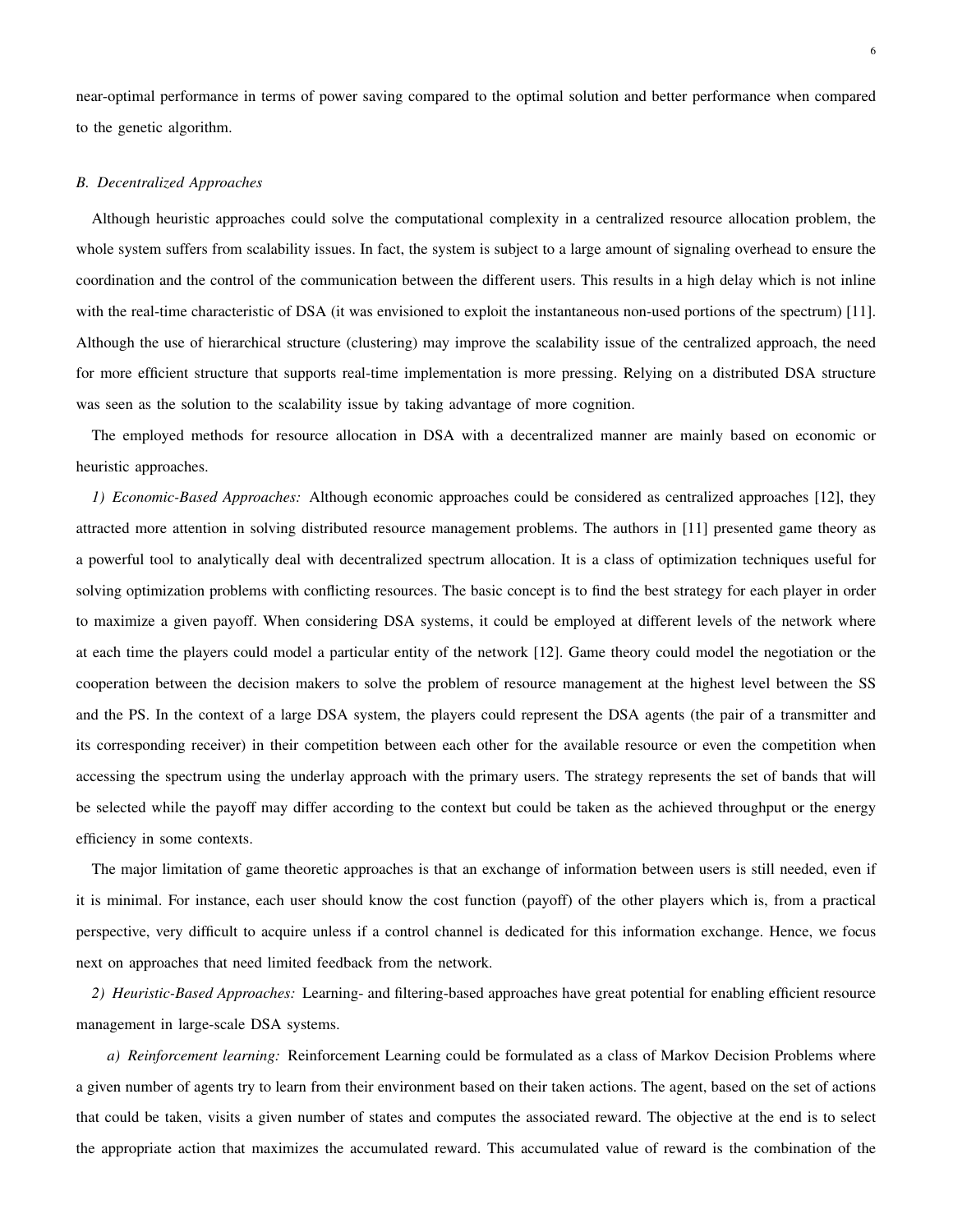near-optimal performance in terms of power saving compared to the optimal solution and better performance when compared to the genetic algorithm.

### *B. Decentralized Approaches*

Although heuristic approaches could solve the computational complexity in a centralized resource allocation problem, the whole system suffers from scalability issues. In fact, the system is subject to a large amount of signaling overhead to ensure the coordination and the control of the communication between the different users. This results in a high delay which is not inline with the real-time characteristic of DSA (it was envisioned to exploit the instantaneous non-used portions of the spectrum) [11]. Although the use of hierarchical structure (clustering) may improve the scalability issue of the centralized approach, the need for more efficient structure that supports real-time implementation is more pressing. Relying on a distributed DSA structure was seen as the solution to the scalability issue by taking advantage of more cognition.

The employed methods for resource allocation in DSA with a decentralized manner are mainly based on economic or heuristic approaches.

*1) Economic-Based Approaches:* Although economic approaches could be considered as centralized approaches [12], they attracted more attention in solving distributed resource management problems. The authors in [11] presented game theory as a powerful tool to analytically deal with decentralized spectrum allocation. It is a class of optimization techniques useful for solving optimization problems with conflicting resources. The basic concept is to find the best strategy for each player in order to maximize a given payoff. When considering DSA systems, it could be employed at different levels of the network where at each time the players could model a particular entity of the network [12]. Game theory could model the negotiation or the cooperation between the decision makers to solve the problem of resource management at the highest level between the SS and the PS. In the context of a large DSA system, the players could represent the DSA agents (the pair of a transmitter and its corresponding receiver) in their competition between each other for the available resource or even the competition when accessing the spectrum using the underlay approach with the primary users. The strategy represents the set of bands that will be selected while the payoff may differ according to the context but could be taken as the achieved throughput or the energy efficiency in some contexts.

The major limitation of game theoretic approaches is that an exchange of information between users is still needed, even if it is minimal. For instance, each user should know the cost function (payoff) of the other players which is, from a practical perspective, very difficult to acquire unless if a control channel is dedicated for this information exchange. Hence, we focus next on approaches that need limited feedback from the network.

*2) Heuristic-Based Approaches:* Learning- and filtering-based approaches have great potential for enabling efficient resource management in large-scale DSA systems.

*a) Reinforcement learning:* Reinforcement Learning could be formulated as a class of Markov Decision Problems where a given number of agents try to learn from their environment based on their taken actions. The agent, based on the set of actions that could be taken, visits a given number of states and computes the associated reward. The objective at the end is to select the appropriate action that maximizes the accumulated reward. This accumulated value of reward is the combination of the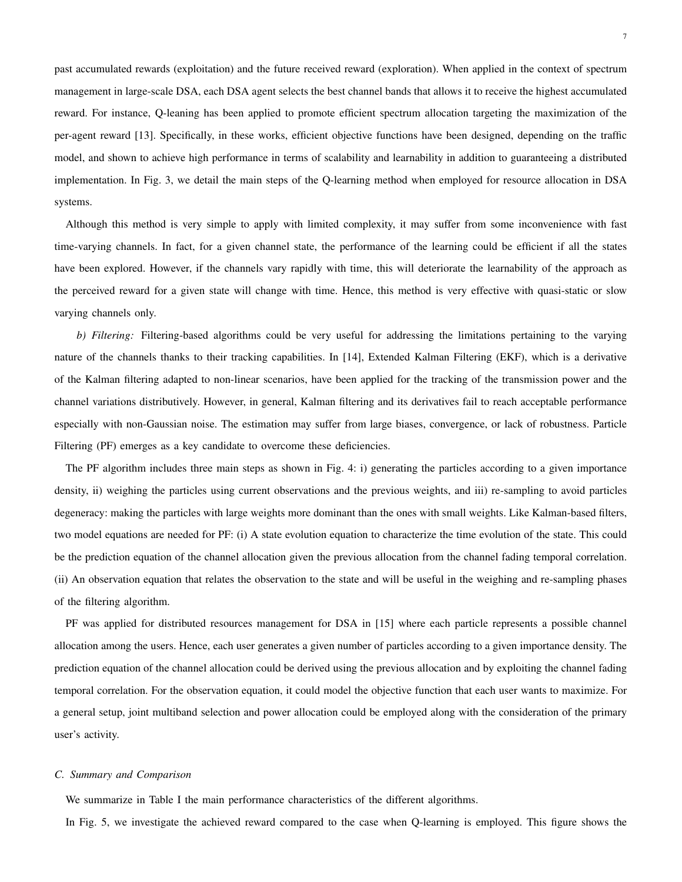past accumulated rewards (exploitation) and the future received reward (exploration). When applied in the context of spectrum management in large-scale DSA, each DSA agent selects the best channel bands that allows it to receive the highest accumulated reward. For instance, Q-leaning has been applied to promote efficient spectrum allocation targeting the maximization of the per-agent reward [13]. Specifically, in these works, efficient objective functions have been designed, depending on the traffic model, and shown to achieve high performance in terms of scalability and learnability in addition to guaranteeing a distributed implementation. In Fig. 3, we detail the main steps of the Q-learning method when employed for resource allocation in DSA systems.

Although this method is very simple to apply with limited complexity, it may suffer from some inconvenience with fast time-varying channels. In fact, for a given channel state, the performance of the learning could be efficient if all the states have been explored. However, if the channels vary rapidly with time, this will deteriorate the learnability of the approach as the perceived reward for a given state will change with time. Hence, this method is very effective with quasi-static or slow varying channels only.

*b) Filtering:* Filtering-based algorithms could be very useful for addressing the limitations pertaining to the varying nature of the channels thanks to their tracking capabilities. In [14], Extended Kalman Filtering (EKF), which is a derivative of the Kalman filtering adapted to non-linear scenarios, have been applied for the tracking of the transmission power and the channel variations distributively. However, in general, Kalman filtering and its derivatives fail to reach acceptable performance especially with non-Gaussian noise. The estimation may suffer from large biases, convergence, or lack of robustness. Particle Filtering (PF) emerges as a key candidate to overcome these deficiencies.

The PF algorithm includes three main steps as shown in Fig. 4: i) generating the particles according to a given importance density, ii) weighing the particles using current observations and the previous weights, and iii) re-sampling to avoid particles degeneracy: making the particles with large weights more dominant than the ones with small weights. Like Kalman-based filters, two model equations are needed for PF: (i) A state evolution equation to characterize the time evolution of the state. This could be the prediction equation of the channel allocation given the previous allocation from the channel fading temporal correlation. (ii) An observation equation that relates the observation to the state and will be useful in the weighing and re-sampling phases of the filtering algorithm.

PF was applied for distributed resources management for DSA in [15] where each particle represents a possible channel allocation among the users. Hence, each user generates a given number of particles according to a given importance density. The prediction equation of the channel allocation could be derived using the previous allocation and by exploiting the channel fading temporal correlation. For the observation equation, it could model the objective function that each user wants to maximize. For a general setup, joint multiband selection and power allocation could be employed along with the consideration of the primary user's activity.

### C. Summary and Comparison

We summarize in Table I the main performance characteristics of the different algorithms.

In Fig. 5, we investigate the achieved reward compared to the case when Q-learning is employed. This figure shows the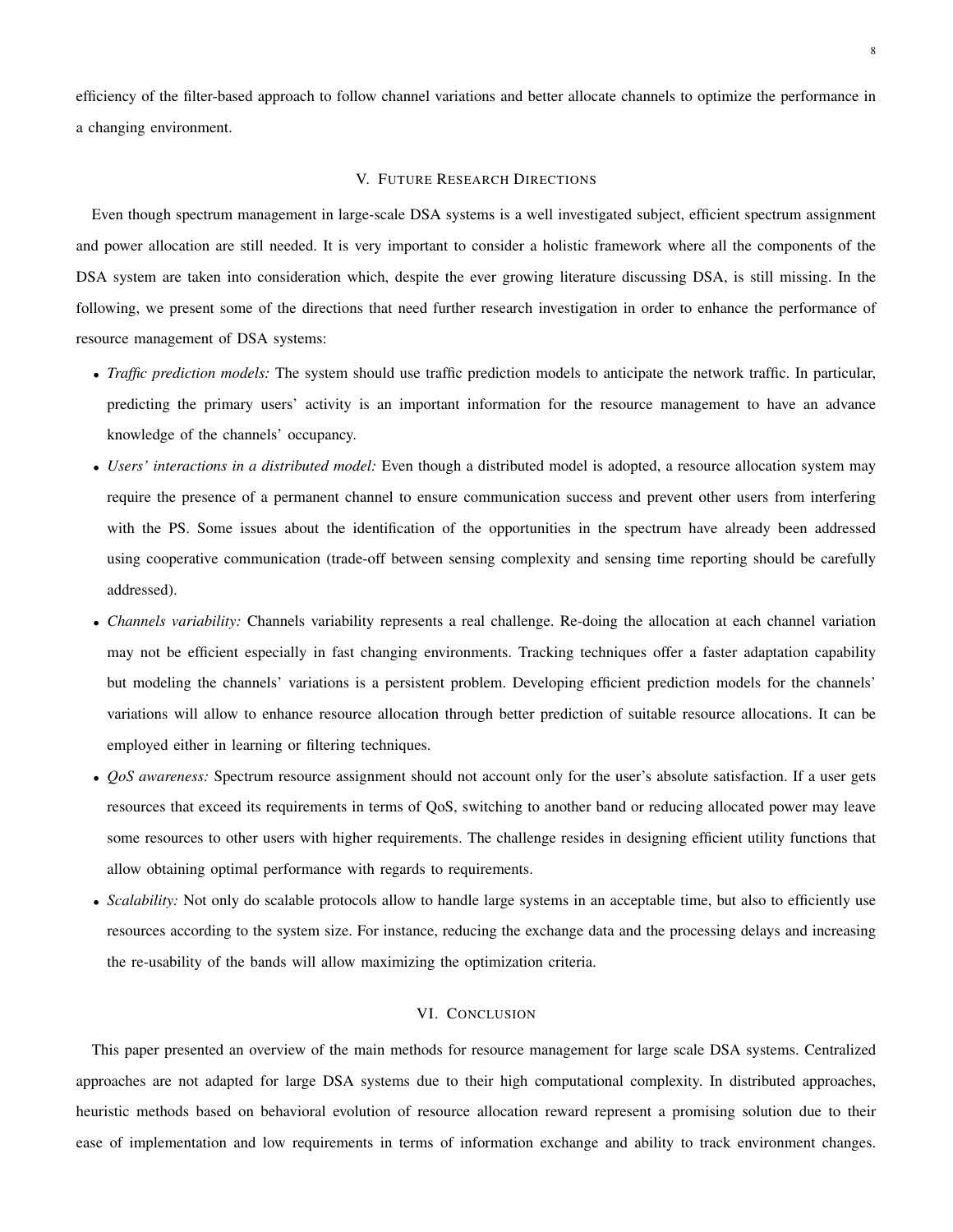efficiency of the filter-based approach to follow channel variations and better allocate channels to optimize the performance in a changing environment.

## V. Future Research Directions

Even though spectrum management in large-scale DSA systems is a well investigated subject, efficient spectrum assignment and power allocation are still needed. It is very important to consider a holistic framework where all the components of the DSA system are taken into consideration which, despite the ever growing literature discussing DSA, is still missing. In the following, we present some of the directions that need further research investigation in order to enhance the performance of resource management of DSA systems:

- *Traffic prediction models:* The system should use traffic prediction models to anticipate the network traffic. In particular, predicting the primary users' activity is an important information for the resource management to have an advance knowledge of the channels' occupancy.
- *Users' interactions in a distributed model:* Even though a distributed model is adopted, a resource allocation system may require the presence of a permanent channel to ensure communication success and prevent other users from interfering with the PS. Some issues about the identification of the opportunities in the spectrum have already been addressed using cooperative communication (trade-off between sensing complexity and sensing time reporting should be carefully addressed).
- *Channels variability:* Channels variability represents a real challenge. Re-doing the allocation at each channel variation may not be efficient especially in fast changing environments. Tracking techniques offer a faster adaptation capability but modeling the channels' variations is a persistent problem. Developing efficient prediction models for the channels' variations will allow to enhance resource allocation through better prediction of suitable resource allocations. It can be employed either in learning or filtering techniques.
- *QoS awareness:* Spectrum resource assignment should not account only for the user's absolute satisfaction. If a user gets resources that exceed its requirements in terms of QoS, switching to another band or reducing allocated power may leave some resources to other users with higher requirements. The challenge resides in designing efficient utility functions that allow obtaining optimal performance with regards to requirements.
- *Scalability:* Not only do scalable protocols allow to handle large systems in an acceptable time, but also to efficiently use resources according to the system size. For instance, reducing the exchange data and the processing delays and increasing the re-usability of the bands will allow maximizing the optimization criteria.

## VI. Conclusion

This paper presented an overview of the main methods for resource management for large scale DSA systems. Centralized approaches are not adapted for large DSA systems due to their high computational complexity. In distributed approaches, heuristic methods based on behavioral evolution of resource allocation reward represent a promising solution due to their ease of implementation and low requirements in terms of information exchange and ability to track environment changes.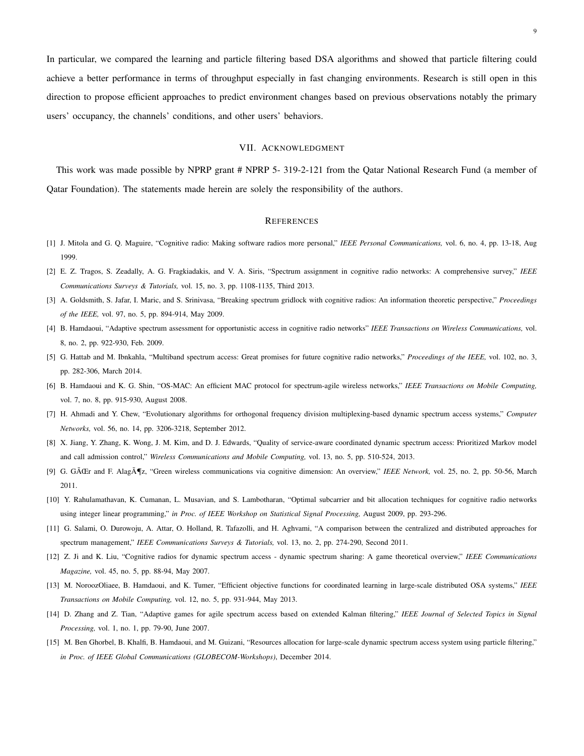In particular, we compared the learning and particle filtering based DSA algorithms and showed that particle filtering could achieve a better performance in terms of throughput especially in fast changing environments. Research is still open in this direction to propose efficient approaches to predict environment changes based on previous observations notably the primary users' occupancy, the channels' conditions, and other users' behaviors.

## VII. Acknowledgment

This work was made possible by NPRP grant # NPRP 5- 319-2-121 from the Qatar National Research Fund (a member of Qatar Foundation). The statements made herein are solely the responsibility of the authors.

## References

[1] J. Mitola and G. Q. Maguire, "Cognitive radio: Making software radios more personal," *IEEE Personal Communications,* vol. 6, no. 4, pp. 13-18, Aug 1999.

[2] E. Z. Tragos, S. Zeadally, A. G. Fragkiadakis, and V. A. Siris, "Spectrum assignment in cognitive radio networks: A comprehensive survey," *IEEE Communications Surveys & Tutorials,* vol. 15, no. 3, pp. 1108-1135, Third 2013.

[3] A. Goldsmith, S. Jafar, I. Maric, and S. Srinivasa, "Breaking spectrum gridlock with cognitive radios: An information theoretic perspective," *Proceedings of the IEEE,* vol. 97, no. 5, pp. 894-914, May 2009.

[4] B. Hamdaoui, "Adaptive spectrum assessment for opportunistic access in cognitive radio networks" *IEEE Transactions on Wireless Communications,* vol. 8, no. 2, pp. 922-930, Feb. 2009.

[5] G. Hattab and M. Ibnkahla, "Multiband spectrum access: Great promises for future cognitive radio networks," *Proceedings of the IEEE,* vol. 102, no. 3, pp. 282-306, March 2014.

[6] B. Hamdaoui and K. G. Shin, "OS-MAC: An efficient MAC protocol for spectrum-agile wireless networks," *IEEE Transactions on Mobile Computing,* vol. 7, no. 8, pp. 915-930, August 2008.

[7] H. Ahmadi and Y. Chew, "Evolutionary algorithms for orthogonal frequency division multiplexing-based dynamic spectrum access systems," *Computer Networks,* vol. 56, no. 14, pp. 3206-3218, September 2012.

[8] X. Jiang, Y. Zhang, K. Wong, J. M. Kim, and D. J. Edwards, "Quality of service-aware coordinated dynamic spectrum access: Prioritized Markov model and call admission control," *Wireless Communications and Mobile Computing,* vol. 13, no. 5, pp. 510-524, 2013.

[9] G. GÃŒr and F. AlagÃ¶z, "Green wireless communications via cognitive dimension: An overview," *IEEE Network,* vol. 25, no. 2, pp. 50-56, March 2011.

[10] Y. Rahulamathavan, K. Cumanan, L. Musavian, and S. Lambotharan, "Optimal subcarrier and bit allocation techniques for cognitive radio networks using integer linear programming," *in Proc. of IEEE Workshop on Statistical Signal Processing,* August 2009, pp. 293-296.

[11] G. Salami, O. Durowoju, A. Attar, O. Holland, R. Tafazolli, and H. Aghvami, "A comparison between the centralized and distributed approaches for spectrum management," *IEEE Communications Surveys & Tutorials,* vol. 13, no. 2, pp. 274-290, Second 2011.

[12] Z. Ji and K. Liu, "Cognitive radios for dynamic spectrum access - dynamic spectrum sharing: A game theoretical overview," *IEEE Communications Magazine,* vol. 45, no. 5, pp. 88-94, May 2007.

[13] M. NoroozOliaee, B. Hamdaoui, and K. Tumer, "Efficient objective functions for coordinated learning in large-scale distributed OSA systems," *IEEE Transactions on Mobile Computing,* vol. 12, no. 5, pp. 931-944, May 2013.

[14] D. Zhang and Z. Tian, "Adaptive games for agile spectrum access based on extended Kalman filtering," *IEEE Journal of Selected Topics in Signal Processing,* vol. 1, no. 1, pp. 79-90, June 2007.

[15] M. Ben Ghorbel, B. Khalfi, B. Hamdaoui, and M. Guizani, "Resources allocation for large-scale dynamic spectrum access system using particle filtering," *in Proc. of IEEE Global Communications (GLOBECOM-Workshops)*, December 2014.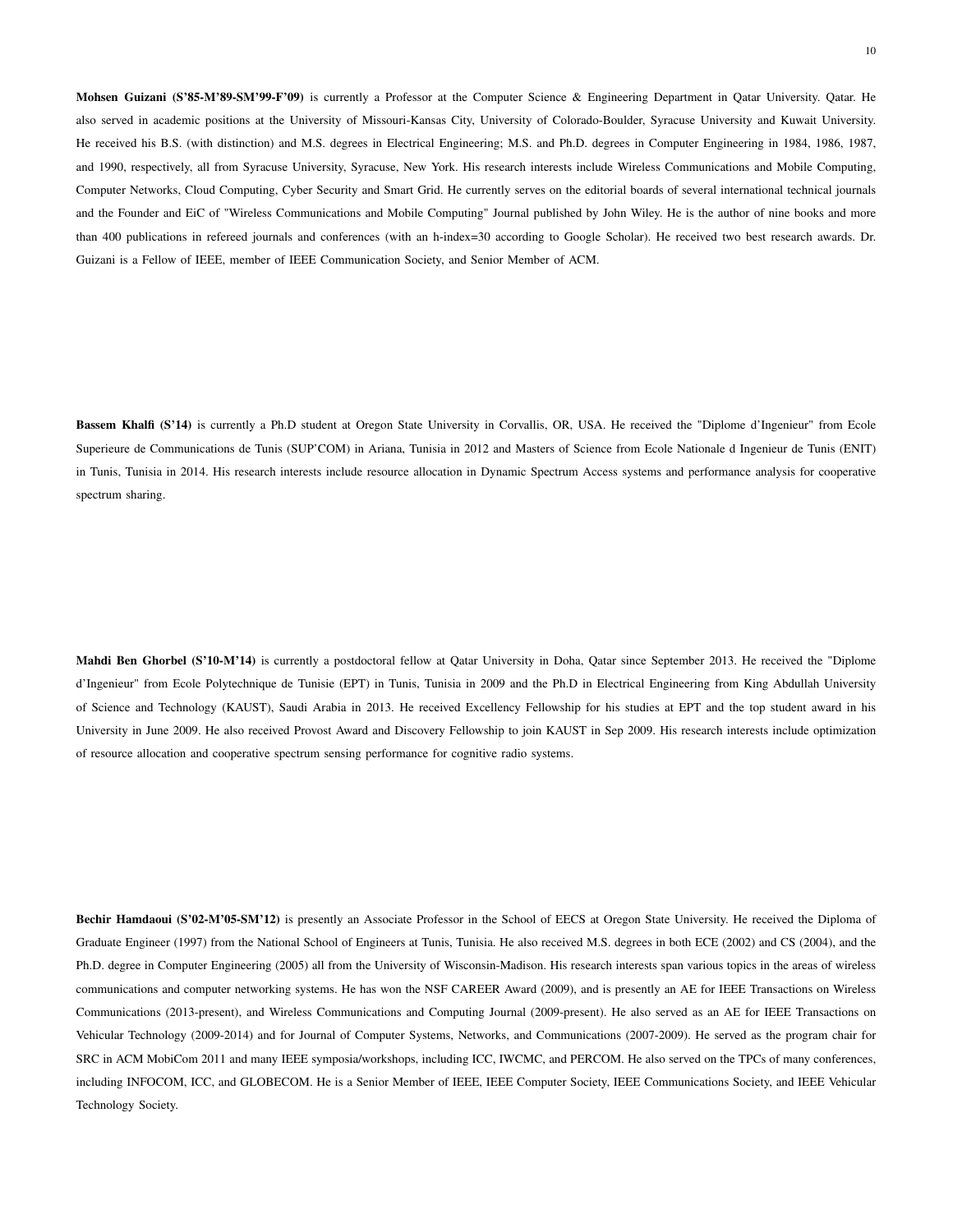**Mohsen Guizani (S'85-M'89-SM'99-F'09)** is currently a Professor at the Computer Science & Engineering Department in Qatar University. Qatar. He also served in academic positions at the University of Missouri-Kansas City, University of Colorado-Boulder, Syracuse University and Kuwait University. He received his B.S. (with distinction) and M.S. degrees in Electrical Engineering; M.S. and Ph.D. degrees in Computer Engineering in 1984, 1986, 1987, and 1990, respectively, all from Syracuse University, Syracuse, New York. His research interests include Wireless Communications and Mobile Computing, Computer Networks, Cloud Computing, Cyber Security and Smart Grid. He currently serves on the editorial boards of several international technical journals and the Founder and EiC of "Wireless Communications and Mobile Computing" Journal published by John Wiley. He is the author of nine books and more than 400 publications in refereed journals and conferences (with an h-index=30 according to Google Scholar). He received two best research awards. Dr. Guizani is a Fellow of IEEE, member of IEEE Communication Society, and Senior Member of ACM.

**Bassem Khalfi (S'14)** is currently a Ph.D student at Oregon State University in Corvallis, OR, USA. He received the "Diplome d'Ingenieur" from Ecole Superieure de Communications de Tunis (SUP'COM) in Ariana, Tunisia in 2012 and Masters of Science from Ecole Nationale d Ingenieur de Tunis (ENIT) in Tunis, Tunisia in 2014. His research interests include resource allocation in Dynamic Spectrum Access systems and performance analysis for cooperative spectrum sharing.

**Mahdi Ben Ghorbel (S'10-M'14)** is currently a postdoctoral fellow at Qatar University in Doha, Qatar since September 2013. He received the "Diplome d'Ingenieur" from Ecole Polytechnique de Tunisie (EPT) in Tunis, Tunisia in 2009 and the Ph.D in Electrical Engineering from King Abdullah University of Science and Technology (KAUST), Saudi Arabia in 2013. He received Excellency Fellowship for his studies at EPT and the top student award in his University in June 2009. He also received Provost Award and Discovery Fellowship to join KAUST in Sep 2009. His research interests include optimization of resource allocation and cooperative spectrum sensing performance for cognitive radio systems.

**Bechir Hamdaoui (S'02-M'05-SM'12)** is presently an Associate Professor in the School of EECS at Oregon State University. He received the Diploma of Graduate Engineer (1997) from the National School of Engineers at Tunis, Tunisia. He also received M.S. degrees in both ECE (2002) and CS (2004), and the Ph.D. degree in Computer Engineering (2005) all from the University of Wisconsin-Madison. His research interests span various topics in the areas of wireless communications and computer networking systems. He has won the NSF CAREER Award (2009), and is presently an AE for IEEE Transactions on Wireless Communications (2013-present), and Wireless Communications and Computing Journal (2009-present). He also served as an AE for IEEE Transactions on Vehicular Technology (2009-2014) and for Journal of Computer Systems, Networks, and Communications (2007-2009). He served as the program chair for SRC in ACM MobiCom 2011 and many IEEE symposia/workshops, including ICC, IWCMC, and PERCOM. He also served on the TPCs of many conferences, including INFOCOM, ICC, and GLOBECOM. He is a Senior Member of IEEE, IEEE Computer Society, IEEE Communications Society, and IEEE Vehicular Technology Society.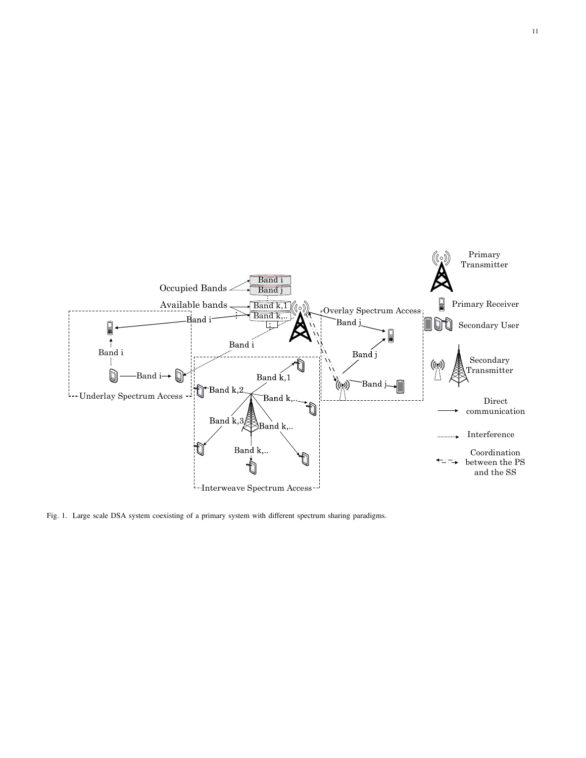Fig. 1. Large scale DSA system coexisting of a primary system with different spectrum sharing paradigms.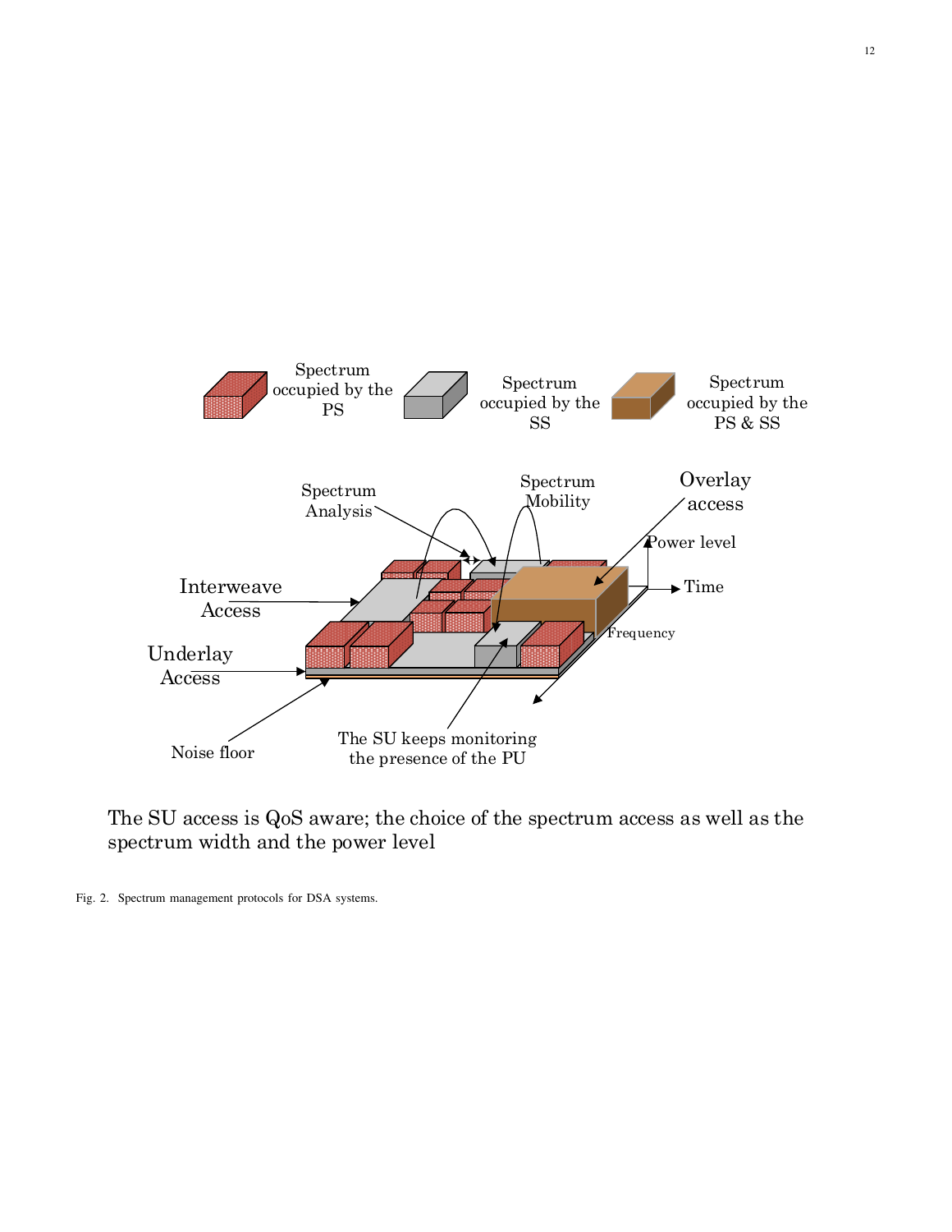The SU access is QoS aware; the choice of the spectrum access as well as the spectrum width and the power level

Fig. 2. Spectrum management protocols for DSA systems.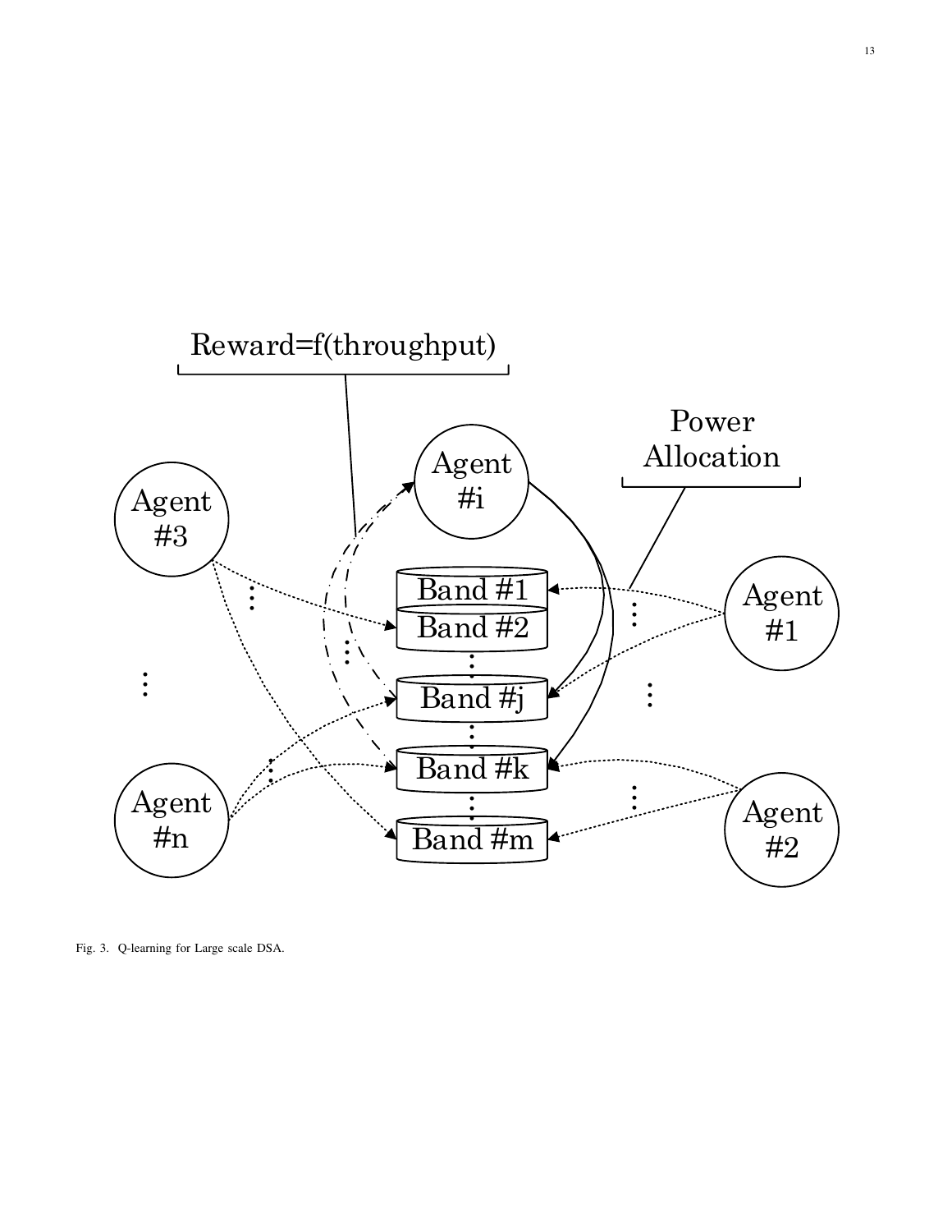Fig. 3. Q-learning for Large scale DSA.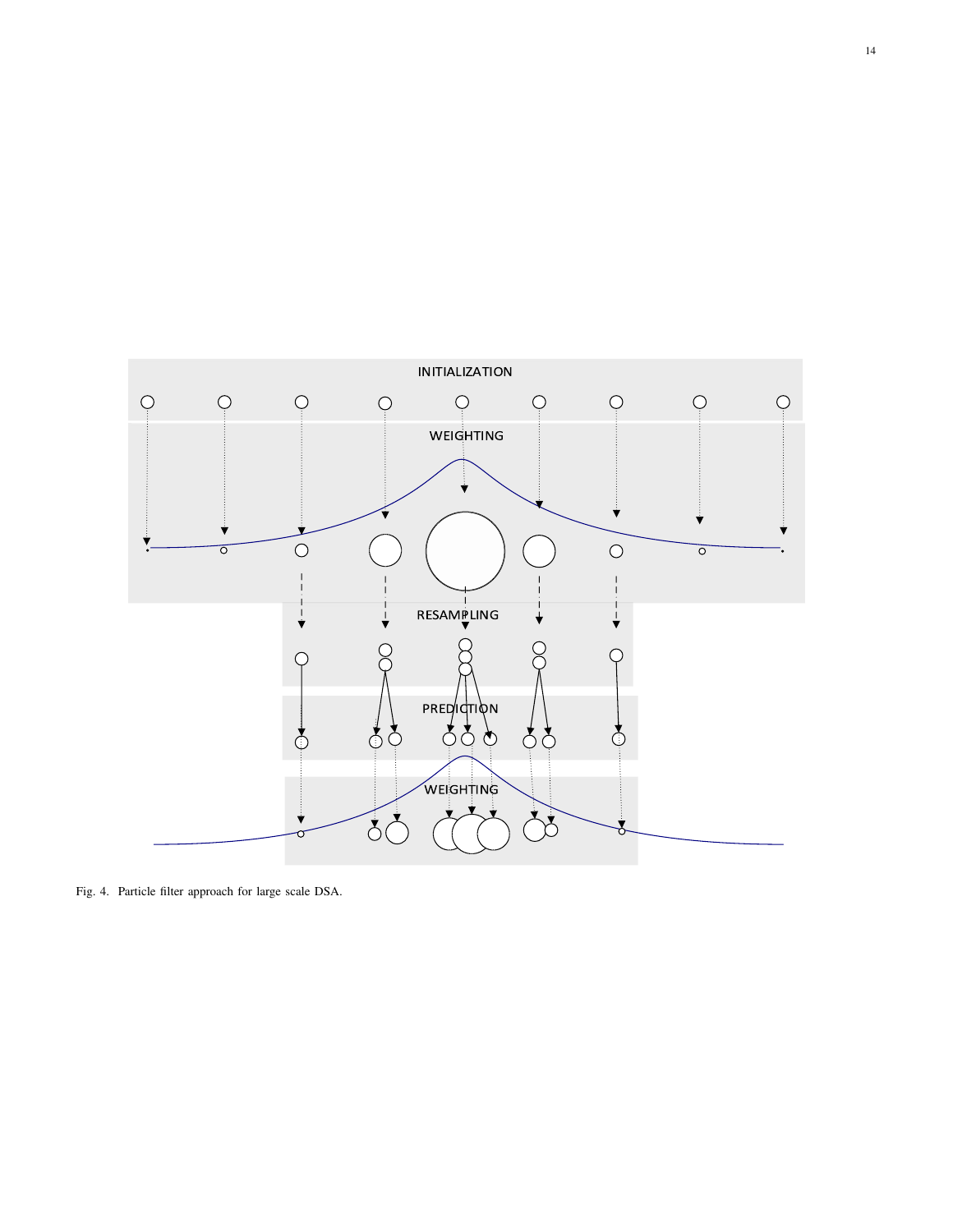Fig. 4. Particle filter approach for large scale DSA.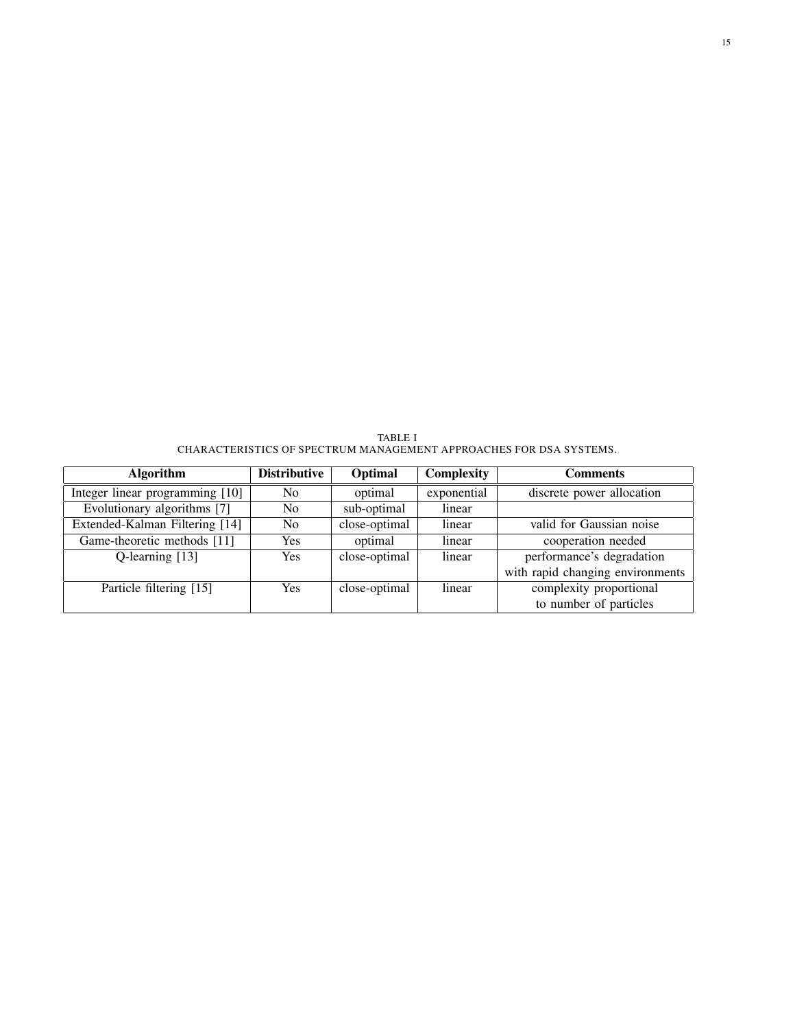TABLE I

CHARACTERISTICS OF SPECTRUM MANAGEMENT APPROACHES FOR DSA SYSTEMS.

| Algorithm | Distributive | Optimal | Complexity | Comments |
|---|---|---|---|---|
| Integer linear programming [10] | No | optimal | exponential | discrete power allocation |
| Evolutionary algorithms [7] | No | sub-optimal | linear | |
| Extended-Kalman Filtering [14] | No | close-optimal | linear | valid for Gaussian noise |
| Game-theoretic methods [11] | Yes | optimal | linear | cooperation needed |
| Q-learning [13] | Yes | close-optimal | linear | performance's degradation with rapid changing environments |
| Particle filtering [15] | Yes | close-optimal | linear | complexity proportional to number of particles |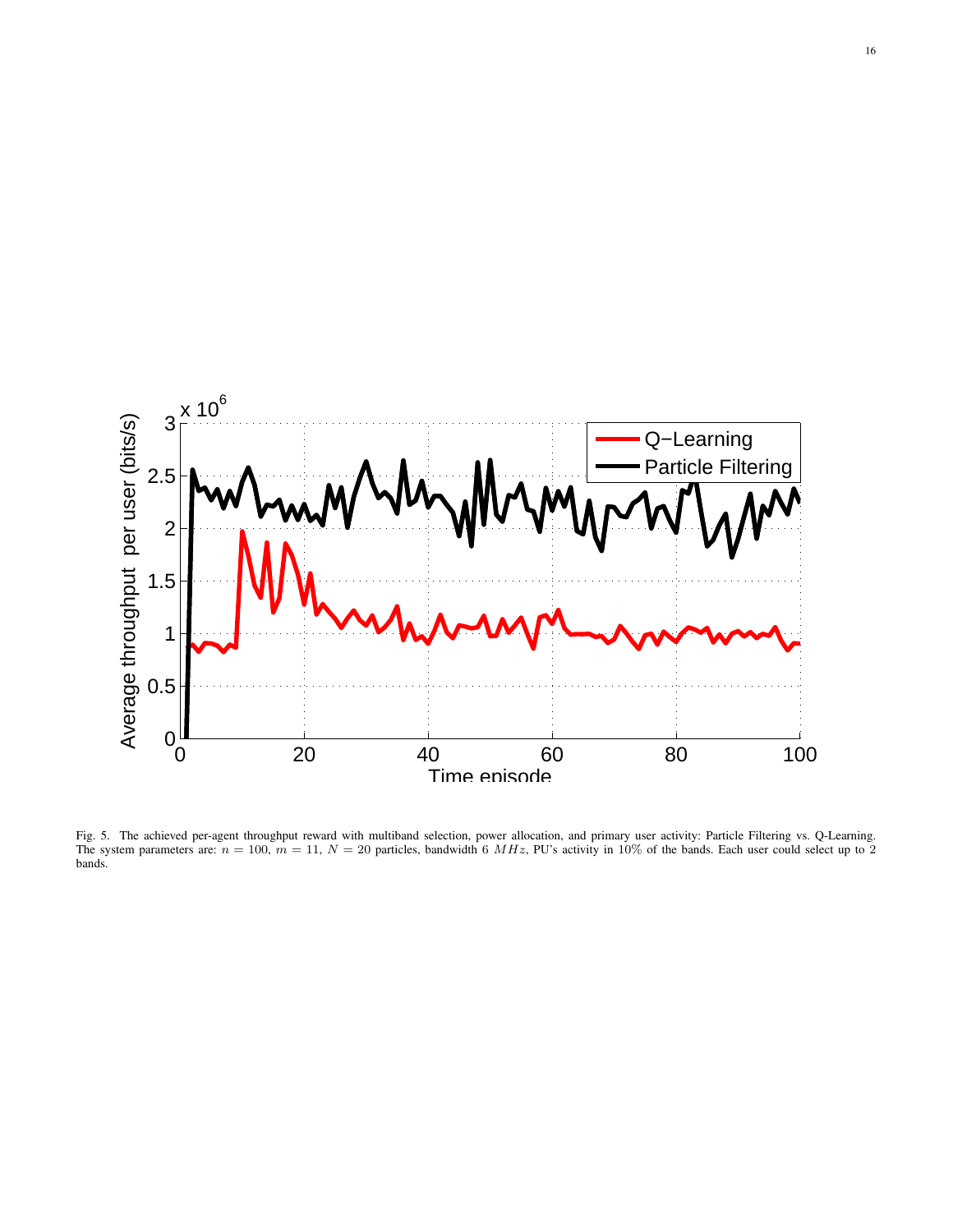3 x 10^6

2.5

2

1.5

1

0.5

0

Average throughput per user (bits/s)

0

20

40

60

80

100

Time episode

Q−Learning

Particle Filtering

Fig. 5. The achieved per-agent throughput reward with multiband selection, power allocation, and primary user activity: Particle Filtering vs. Q-Learning. The system parameters are: $n = 100$, $m = 11$, $N = 20$ particles, bandwidth 6 $MHz$, PU's activity in 10% of the bands. Each user could select up to 2 bands.